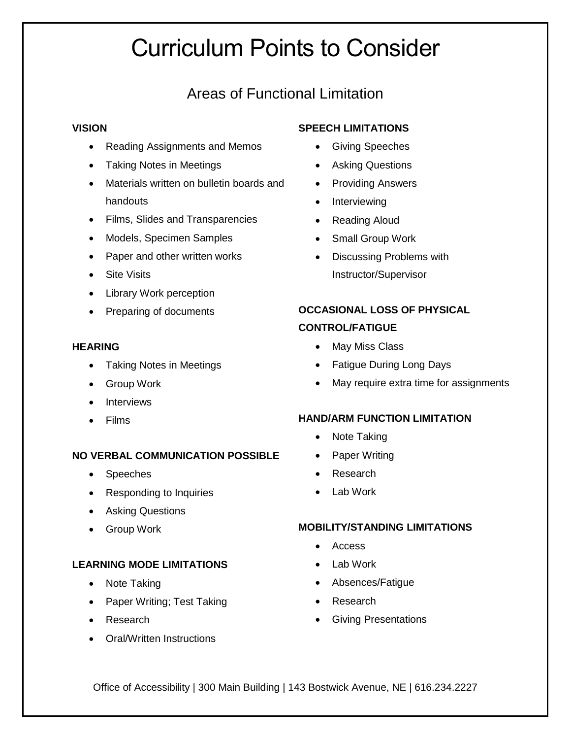# Curriculum Points to Consider

## Areas of Functional Limitation

**VISION**

- Reading Assignments and Memos
- Taking Notes in Meetings
- Materials written on bulletin boards and handouts
- Films, Slides and Transparencies
- Models, Specimen Samples
- Paper and other written works
- Site Visits
- Library Work perception
- Preparing of documents

**HEARING**

- Taking Notes in Meetings
- Group Work
- Interviews
- Films

**NO VERBAL COMMUNICATION POSSIBLE**

- Speeches
- Responding to Inquiries
- Asking Questions
- Group Work

**LEARNING MODE LIMITATIONS**

- Note Taking
- Paper Writing; Test Taking
- Research
- Oral/Written Instructions

**SPEECH LIMITATIONS**

- Giving Speeches
- Asking Questions
- Providing Answers
- Interviewing
- Reading Aloud
- Small Group Work
- Discussing Problems with Instructor/Supervisor

**OCCASIONAL LOSS OF PHYSICAL CONTROL/FATIGUE**

- May Miss Class
- Fatigue During Long Days
- May require extra time for assignments

**HAND/ARM FUNCTION LIMITATION**

- Note Taking
- Paper Writing
- Research
- Lab Work

**MOBILITY/STANDING LIMITATIONS**

- Access
- Lab Work
- Absences/Fatigue
- Research
- Giving Presentations

Office of Accessibility | 300 Main Building | 143 Bostwick Avenue, NE | 616.234.2227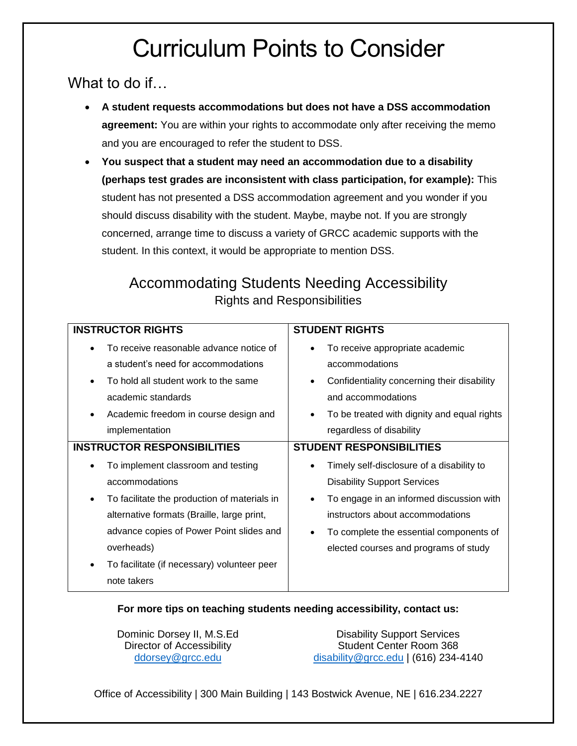# Curriculum Points to Consider

## What to do if…

- **A student requests accommodations but does not have a DSS accommodation agreement:** You are within your rights to accommodate only after receiving the memo and you are encouraged to refer the student to DSS.
- **You suspect that a student may need an accommodation due to a disability (perhaps test grades are inconsistent with class participation, for example):** This student has not presented a DSS accommodation agreement and you wonder if you should discuss disability with the student. Maybe, maybe not. If you are strongly concerned, arrange time to discuss a variety of GRCC academic supports with the student. In this context, it would be appropriate to mention DSS.

## Accommodating Students Needing Accessibility

### Rights and Responsibilities

| INSTRUCTOR RIGHTS | STUDENT RIGHTS |
|---|---|
| • To receive reasonable advance notice of a student's need for accommodations<br>• To hold all student work to the same academic standards<br>• Academic freedom in course design and implementation | • To receive appropriate academic accommodations<br>• Confidentiality concerning their disability and accommodations<br>• To be treated with dignity and equal rights regardless of disability |
| **INSTRUCTOR RESPONSIBILITIES** | **STUDENT RESPONSIBILITIES** |
| • To implement classroom and testing accommodations<br>• To facilitate the production of materials in alternative formats (Braille, large print, advance copies of Power Point slides and overheads)<br>• To facilitate (if necessary) volunteer peer note takers | • Timely self-disclosure of a disability to Disability Support Services<br>• To engage in an informed discussion with instructors about accommodations<br>• To complete the essential components of elected courses and programs of study |

**For more tips on teaching students needing accessibility, contact us:**

Dominic Dorsey II, M.S.Ed
Director of Accessibility
ddorsey@grcc.edu

Disability Support Services
Student Center Room 368
disability@grcc.edu | (616) 234-4140

Office of Accessibility | 300 Main Building | 143 Bostwick Avenue, NE | 616.234.2227